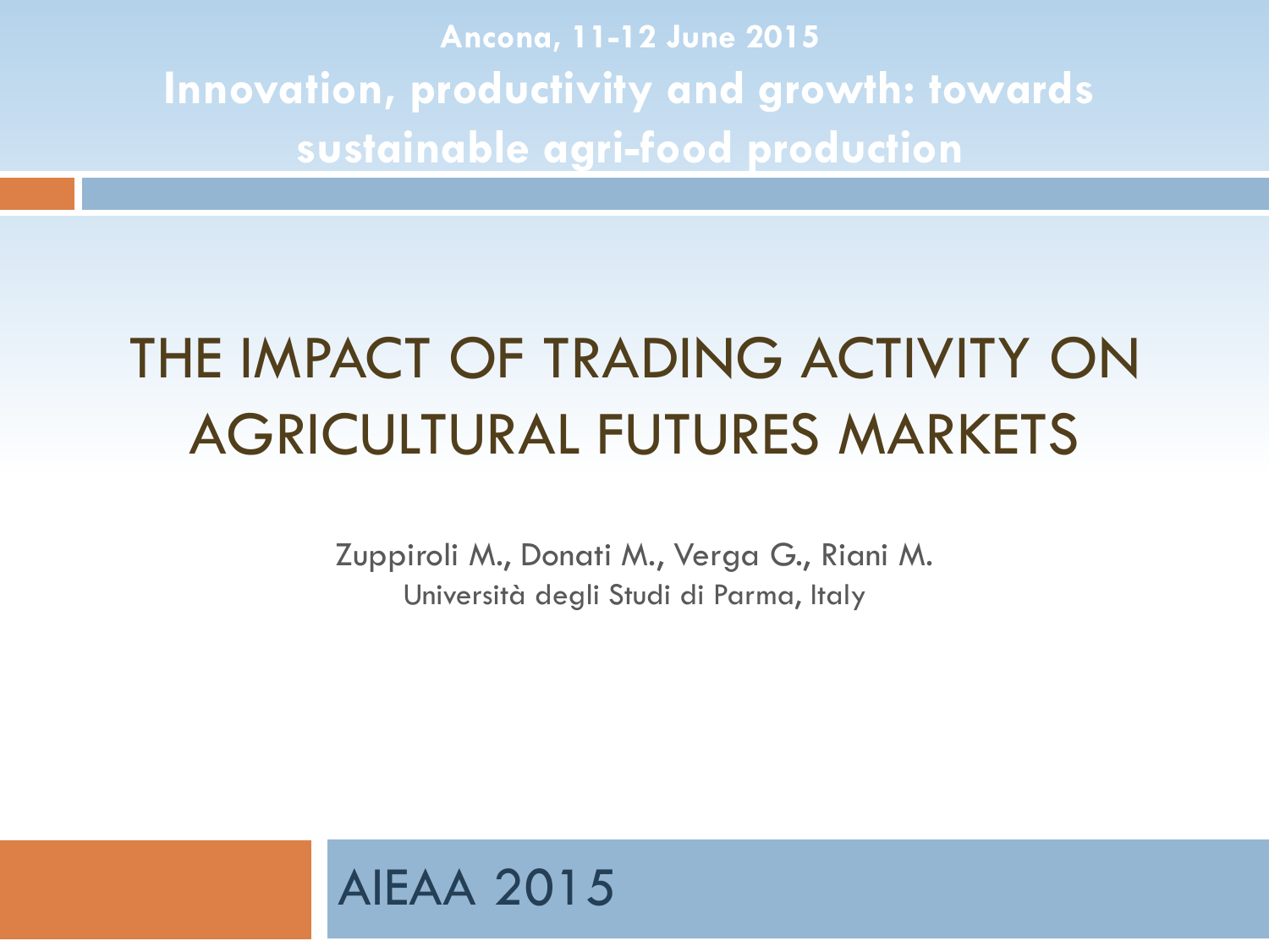Ancona, 11-12 June 2015

**Innovation, productivity and growth: towards sustainable agri-food production**

# THE IMPACT OF TRADING ACTIVITY ON AGRICULTURAL FUTURES MARKETS

Zuppiroli M., Donati M., Verga G., Riani M.

Università degli Studi di Parma, Italy

AIEAA 2015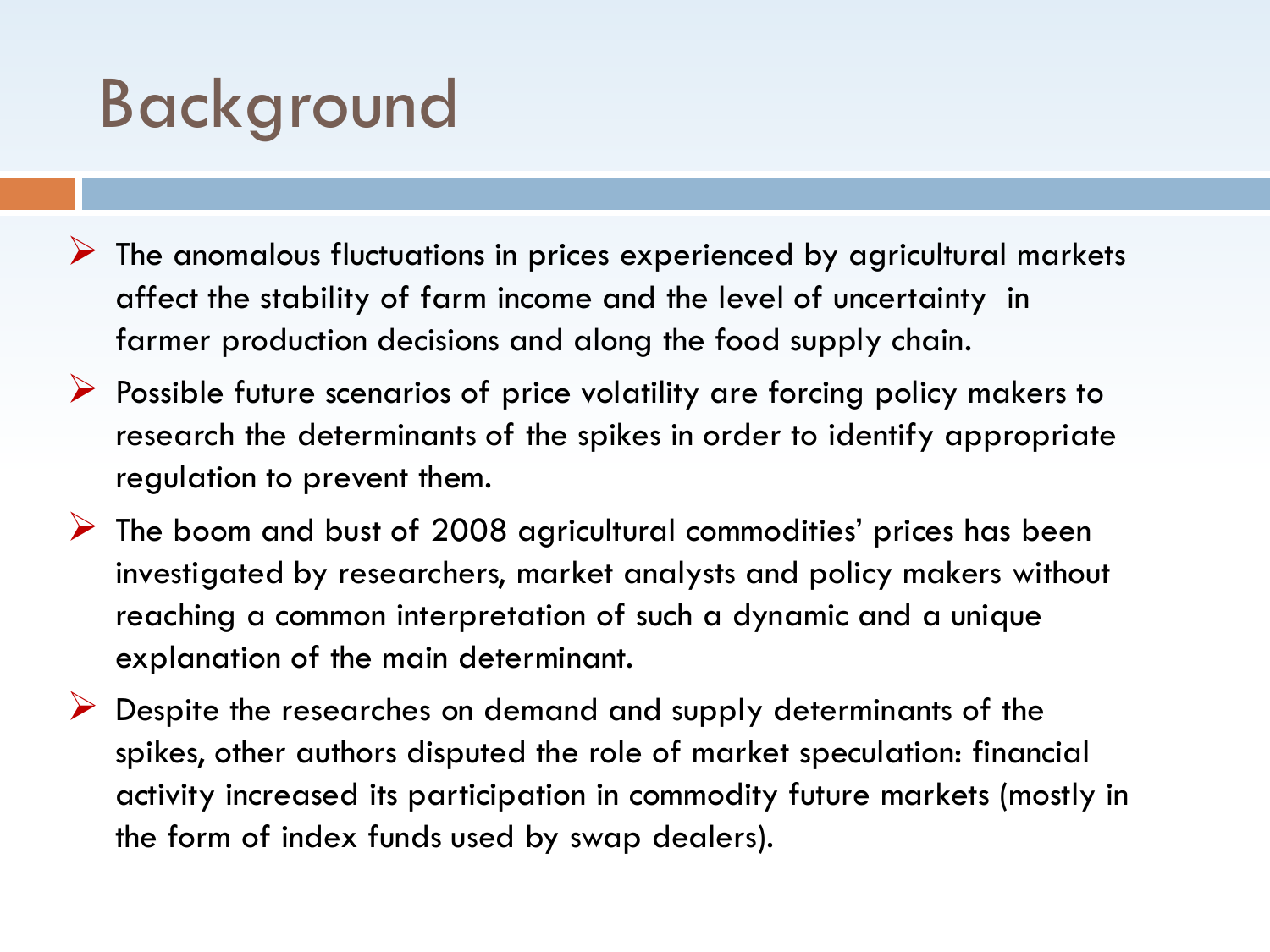# Background

- The anomalous fluctuations in prices experienced by agricultural markets affect the stability of farm income and the level of uncertainty in farmer production decisions and along the food supply chain.
- Possible future scenarios of price volatility are forcing policy makers to research the determinants of the spikes in order to identify appropriate regulation to prevent them.
- The boom and bust of 2008 agricultural commodities' prices has been investigated by researchers, market analysts and policy makers without reaching a common interpretation of such a dynamic and a unique explanation of the main determinant.
- Despite the researches on demand and supply determinants of the spikes, other authors disputed the role of market speculation: financial activity increased its participation in commodity future markets (mostly in the form of index funds used by swap dealers).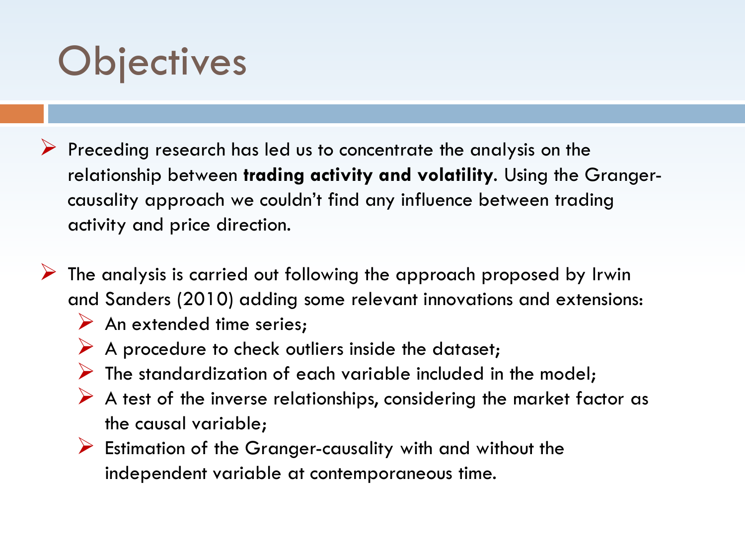# Objectives

- Preceding research has led us to concentrate the analysis on the relationship between **trading activity and volatility**. Using the Granger-causality approach we couldn't find any influence between trading activity and price direction.

- The analysis is carried out following the approach proposed by Irwin and Sanders (2010) adding some relevant innovations and extensions:
  - An extended time series;
  - A procedure to check outliers inside the dataset;
  - The standardization of each variable included in the model;
  - A test of the inverse relationships, considering the market factor as the causal variable;
  - Estimation of the Granger-causality with and without the independent variable at contemporaneous time.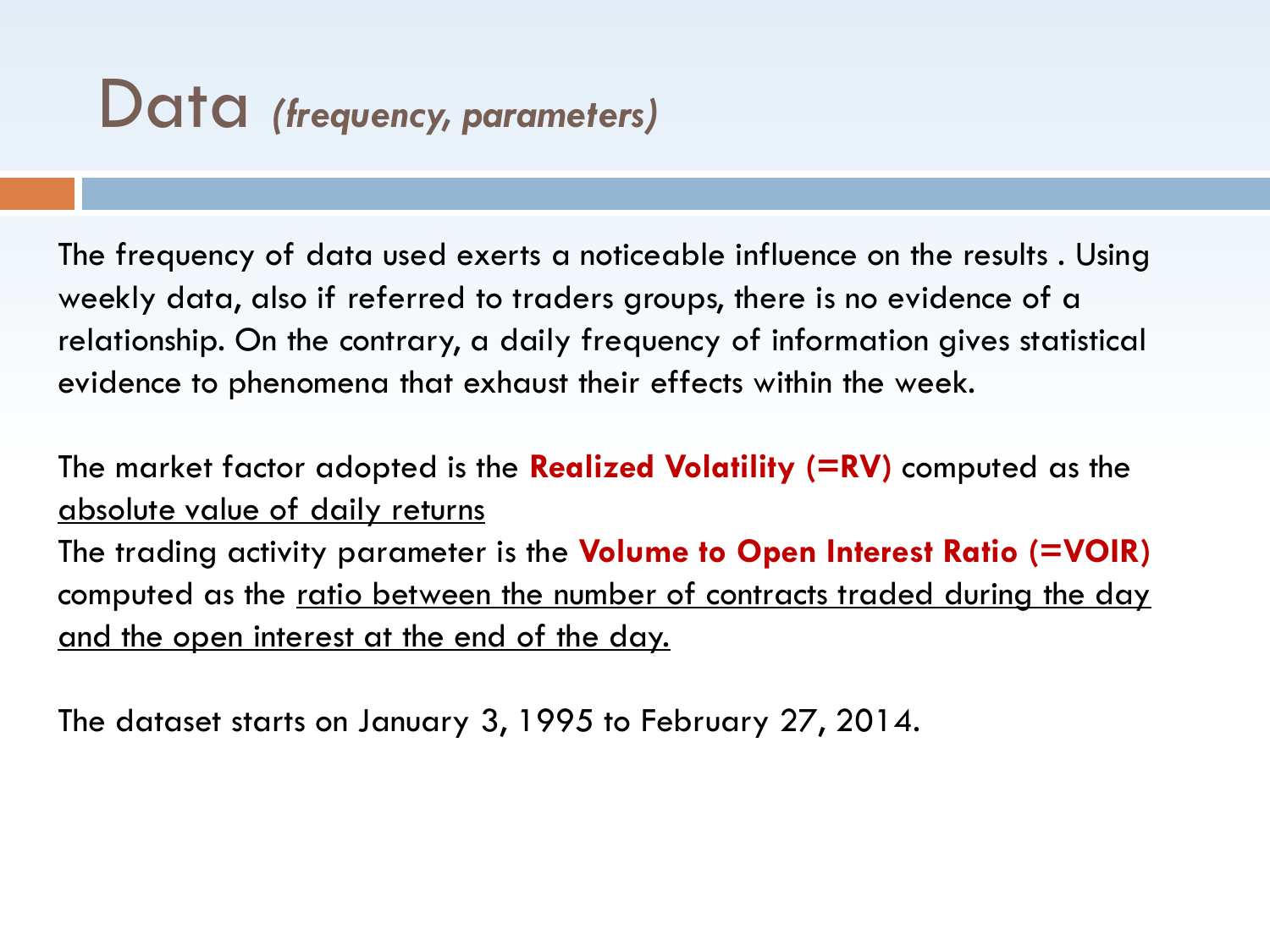# Data *(frequency, parameters)*

The frequency of data used exerts a noticeable influence on the results . Using weekly data, also if referred to traders groups, there is no evidence of a relationship. On the contrary, a daily frequency of information gives statistical evidence to phenomena that exhaust their effects within the week.

The market factor adopted is the **Realized Volatility (=RV)** computed as the <u>absolute value of daily returns</u>

The trading activity parameter is the **Volume to Open Interest Ratio (=VOIR)** computed as the <u>ratio between the number of contracts traded during the day and the open interest at the end of the day.</u>

The dataset starts on January 3, 1995 to February 27, 2014.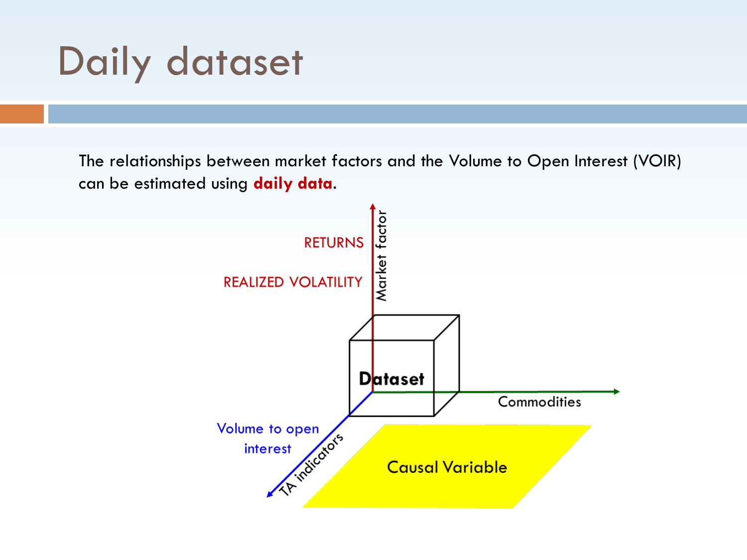# Daily dataset

The relationships between market factors and the Volume to Open Interest (VOIR) can be estimated using **daily data**.

RETURNS

REALIZED VOLATILITY

Market factor

Dataset

Commodities

Volume to open interest

TA indicators

Causal Variable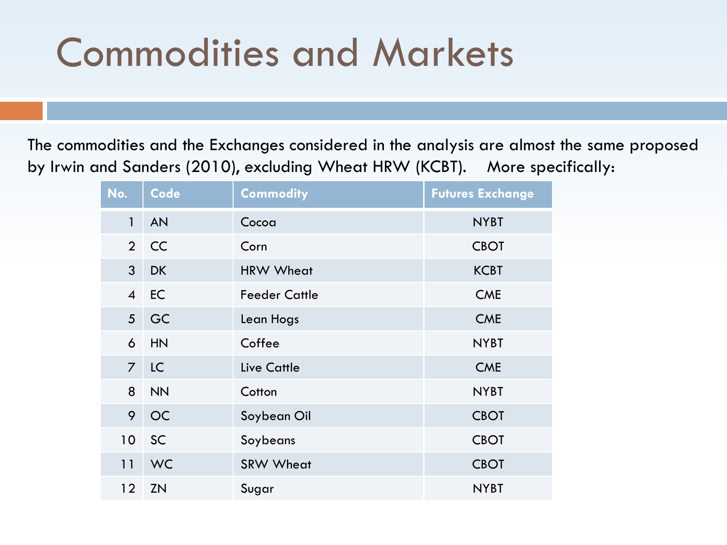# Commodities and Markets

The commodities and the Exchanges considered in the analysis are almost the same proposed by Irwin and Sanders (2010), excluding Wheat HRW (KCBT). More specifically:

| No. | Code | Commodity | Futures Exchange |
|---|---|---|---|
| 1 | AN | Cocoa | NYBT |
| 2 | CC | Corn | CBOT |
| 3 | DK | HRW Wheat | KCBT |
| 4 | EC | Feeder Cattle | CME |
| 5 | GC | Lean Hogs | CME |
| 6 | HN | Coffee | NYBT |
| 7 | LC | Live Cattle | CME |
| 8 | NN | Cotton | NYBT |
| 9 | OC | Soybean Oil | CBOT |
| 10 | SC | Soybeans | CBOT |
| 11 | WC | SRW Wheat | CBOT |
| 12 | ZN | Sugar | NYBT |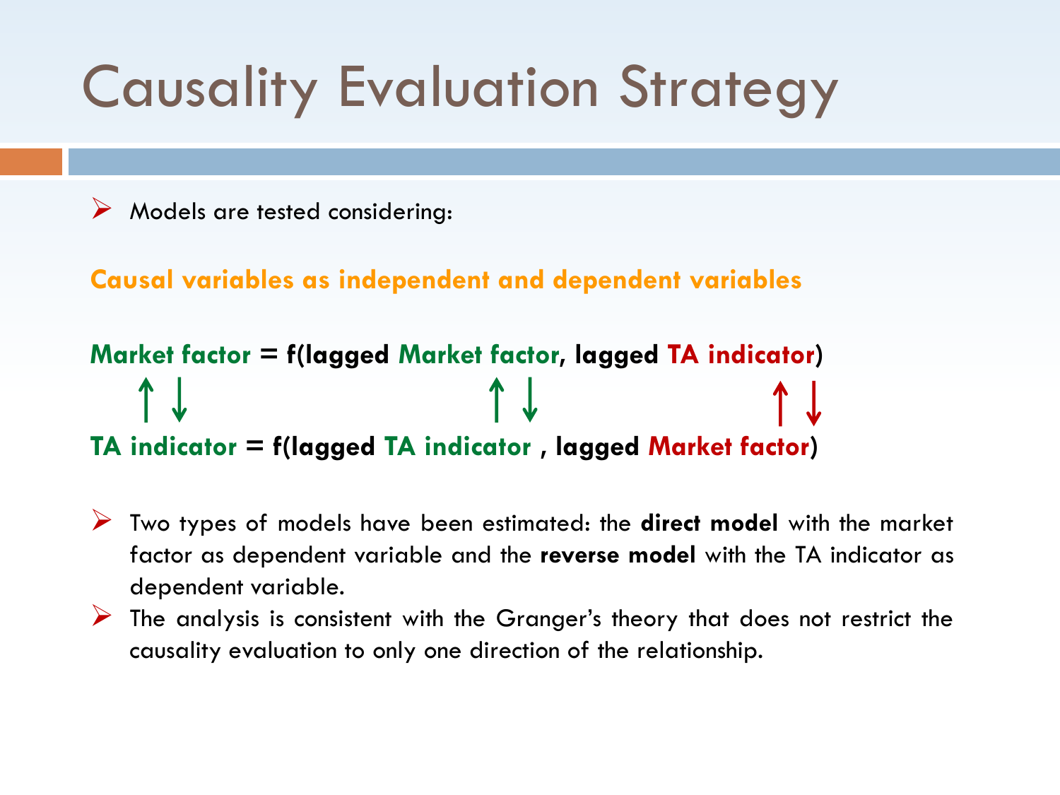# Causality Evaluation Strategy

- Models are tested considering:

**Causal variables as independent and dependent variables**

**Market factor = f(lagged Market factor, lagged TA indicator)**

↑↓ ↑↓ ↑↓

**TA indicator = f(lagged TA indicator , lagged Market factor)**

- Two types of models have been estimated: the **direct model** with the market factor as dependent variable and the **reverse model** with the TA indicator as dependent variable.
- The analysis is consistent with the Granger's theory that does not restrict the causality evaluation to only one direction of the relationship.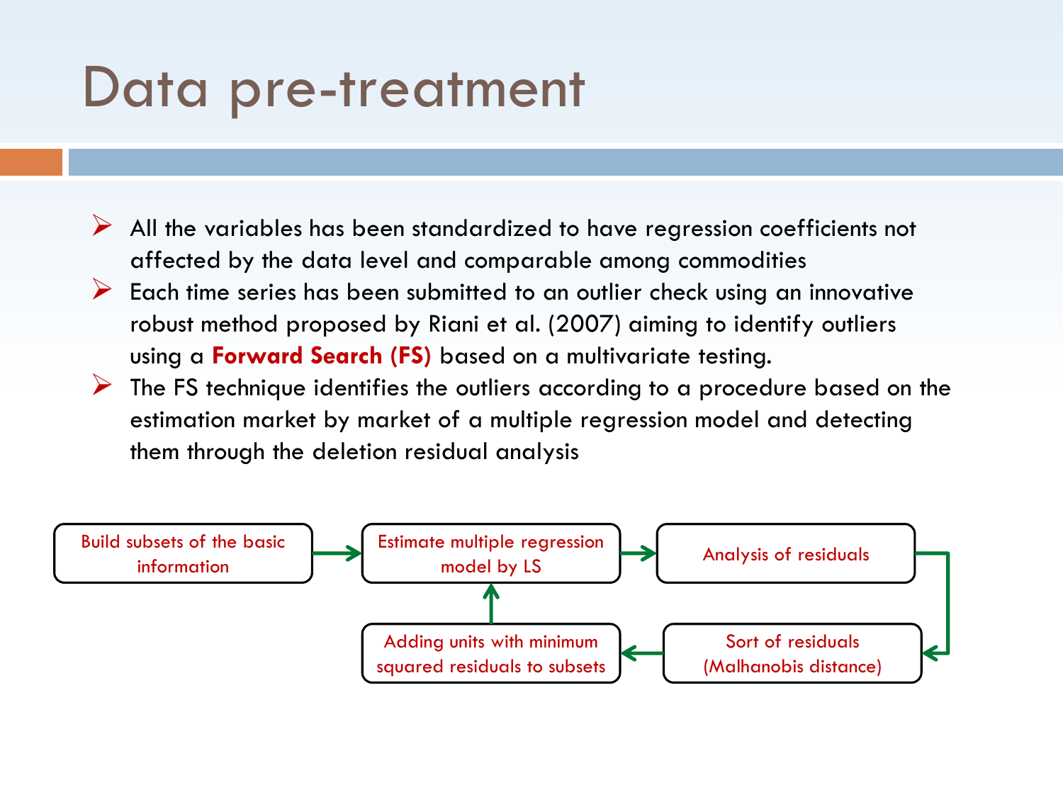# Data pre-treatment

- All the variables has been standardized to have regression coefficients not affected by the data level and comparable among commodities
- Each time series has been submitted to an outlier check using an innovative robust method proposed by Riani et al. (2007) aiming to identify outliers using a **Forward Search (FS)** based on a multivariate testing.
- The FS technique identifies the outliers according to a procedure based on the estimation market by market of a multiple regression model and detecting them through the deletion residual analysis

Build subsets of the basic information → Estimate multiple regression model by LS → Analysis of residuals → Sort of residuals (Malhanobis distance) → Adding units with minimum squared residuals to subsets → Estimate multiple regression model by LS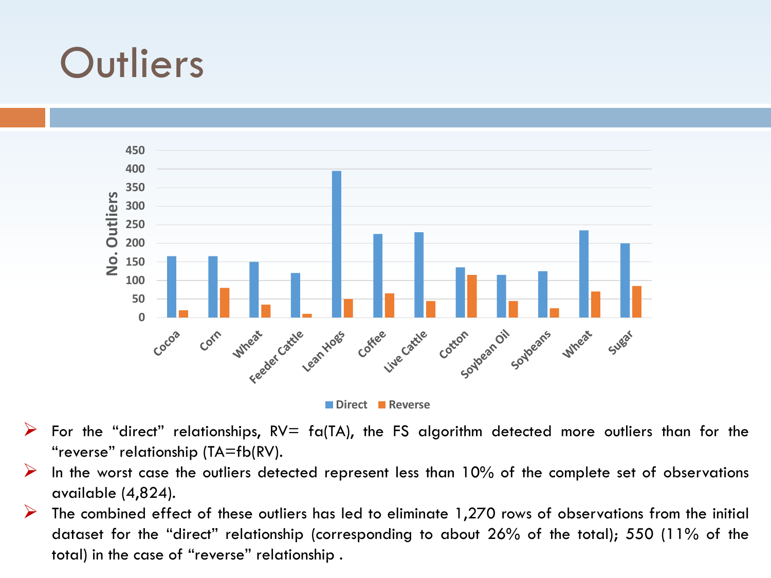# Outliers

- For the "direct" relationships, RV= fa(TA), the FS algorithm detected more outliers than for the "reverse" relationship (TA=fb(RV).
- In the worst case the outliers detected represent less than 10% of the complete set of observations available (4,824).
- The combined effect of these outliers has led to eliminate 1,270 rows of observations from the initial dataset for the "direct" relationship (corresponding to about 26% of the total); 550 (11% of the total) in the case of "reverse" relationship .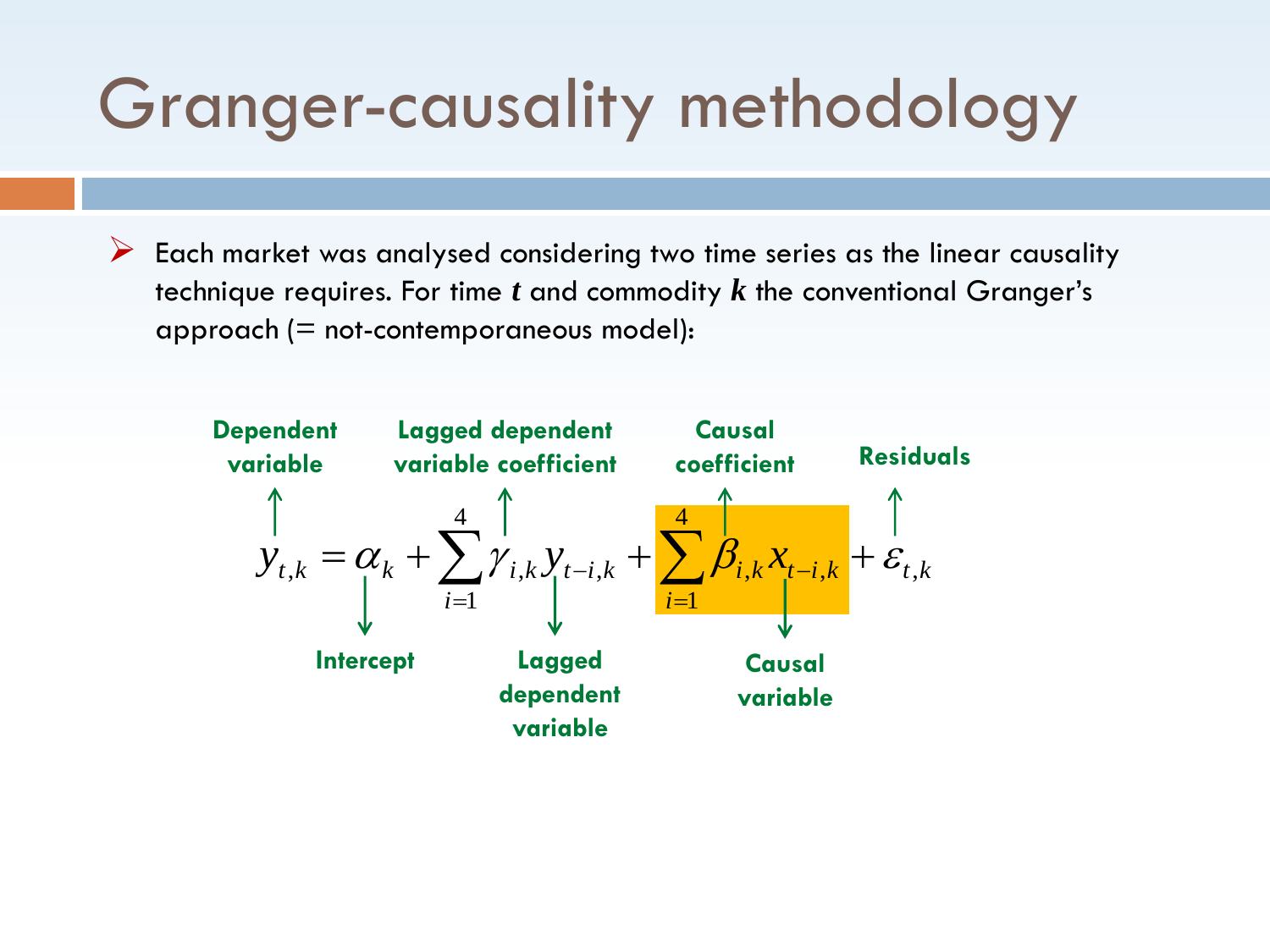# Granger-causality methodology

- Each market was analysed considering two time series as the linear causality technique requires. For time $t$ and commodity $k$ the conventional Granger's approach (= not-contemporaneous model):

$$y_{t,k} = \alpha_k + \sum_{i=1}^{4} \gamma_{i,k} y_{t-i,k} + \sum_{i=1}^{4} \beta_{i,k} x_{t-i,k} + \varepsilon_{t,k}$$

- $y_{t,k}$: Dependent variable
- $\alpha_k$: Intercept
- $\gamma_{i,k}$: Lagged dependent variable coefficient
- $y_{t-i,k}$: Lagged dependent variable
- $\beta_{i,k}$: Causal coefficient
- $x_{t-i,k}$: Causal variable
- $\varepsilon_{t,k}$: Residuals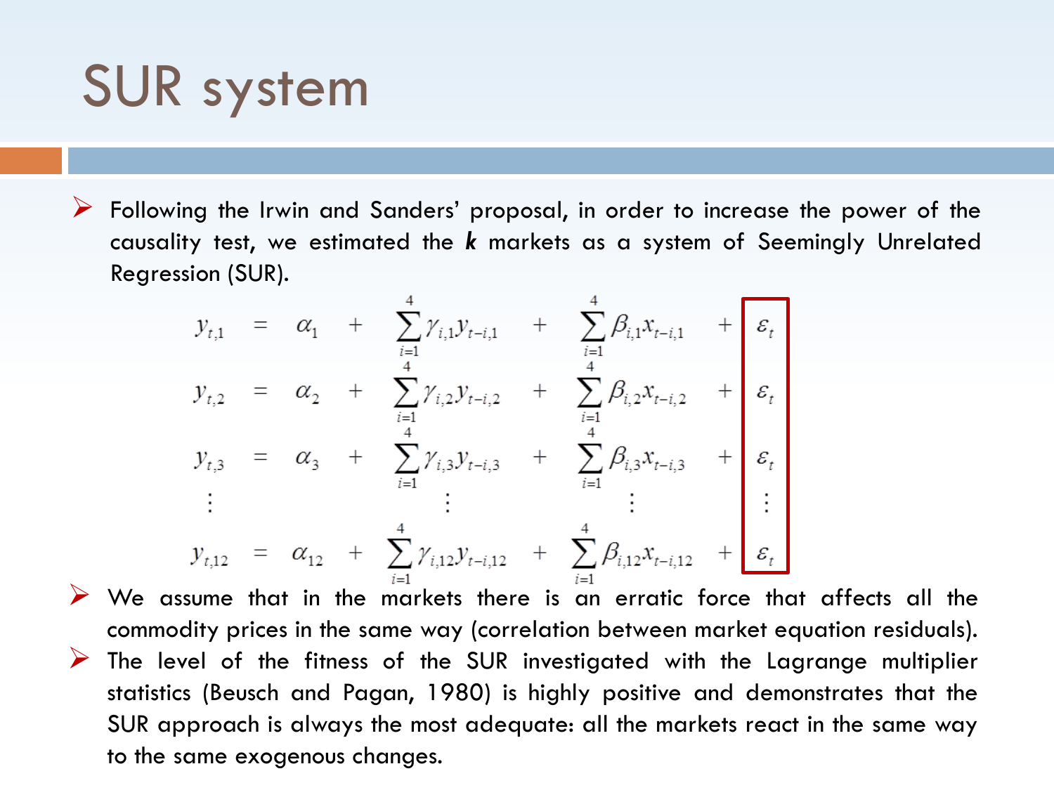# SUR system

- Following the Irwin and Sanders' proposal, in order to increase the power of the causality test, we estimated the ***k*** markets as a system of Seemingly Unrelated Regression (SUR).

$$
\begin{array}{rcccccccc}
y_{t,1} & = & \alpha_1 & + & \sum_{i=1}^{4} \gamma_{i,1} y_{t-i,1} & + & \sum_{i=1}^{4} \beta_{i,1} x_{t-i,1} & + & \varepsilon_t \\
y_{t,2} & = & \alpha_2 & + & \sum_{i=1}^{4} \gamma_{i,2} y_{t-i,2} & + & \sum_{i=1}^{4} \beta_{i,2} x_{t-i,2} & + & \varepsilon_t \\
y_{t,3} & = & \alpha_3 & + & \sum_{i=1}^{4} \gamma_{i,3} y_{t-i,3} & + & \sum_{i=1}^{4} \beta_{i,3} x_{t-i,3} & + & \varepsilon_t \\
\vdots & & & & \vdots & & \vdots & & \vdots \\
y_{t,12} & = & \alpha_{12} & + & \sum_{i=1}^{4} \gamma_{i,12} y_{t-i,12} & + & \sum_{i=1}^{4} \beta_{i,12} x_{t-i,12} & + & \varepsilon_t
\end{array}
$$

- We assume that in the markets there is an erratic force that affects all the commodity prices in the same way (correlation between market equation residuals).
- The level of the fitness of the SUR investigated with the Lagrange multiplier statistics (Beusch and Pagan, 1980) is highly positive and demonstrates that the SUR approach is always the most adequate: all the markets react in the same way to the same exogenous changes.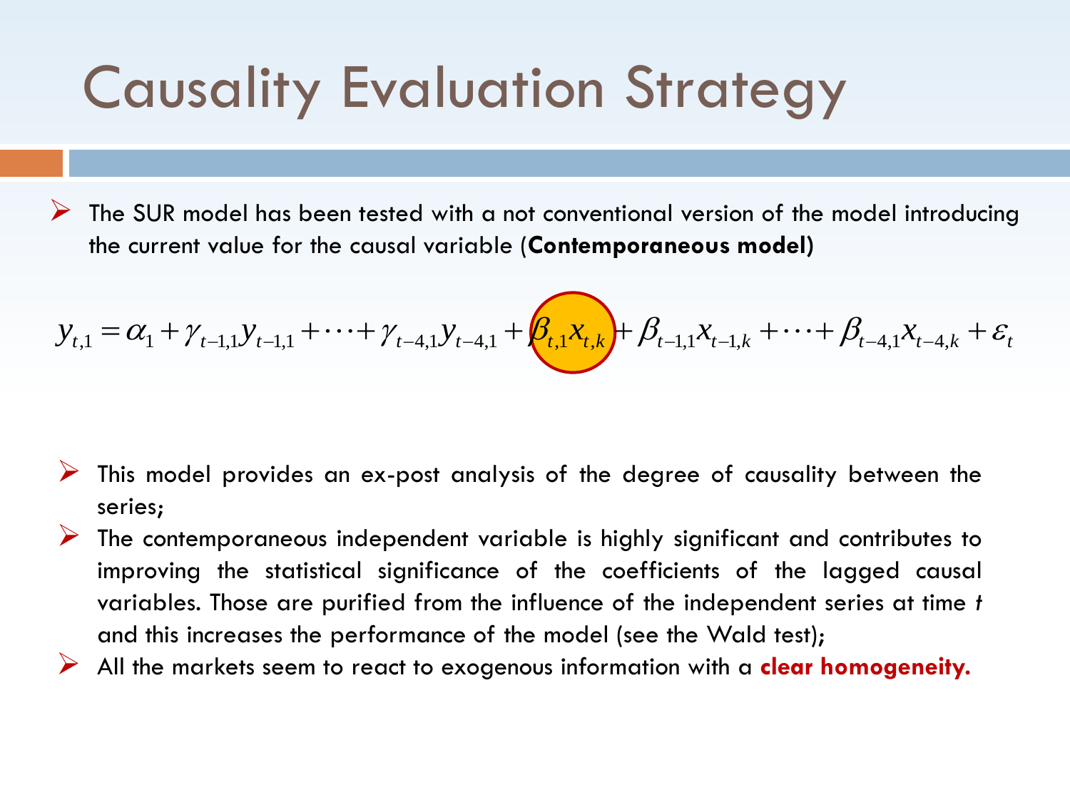# Causality Evaluation Strategy

- The SUR model has been tested with a not conventional version of the model introducing the current value for the causal variable (**Contemporaneous model**)

$$y_{t,1} = \alpha_1 + \gamma_{t-1,1} y_{t-1,1} + \cdots + \gamma_{t-4,1} y_{t-4,1} + \beta_{t,1} x_{t,k} + \beta_{t-1,1} x_{t-1,k} + \cdots + \beta_{t-4,1} x_{t-4,k} + \varepsilon_t$$

- This model provides an ex-post analysis of the degree of causality between the series;
- The contemporaneous independent variable is highly significant and contributes to improving the statistical significance of the coefficients of the lagged causal variables. Those are purified from the influence of the independent series at time *t* and this increases the performance of the model (see the Wald test);
- All the markets seem to react to exogenous information with a **clear homogeneity.**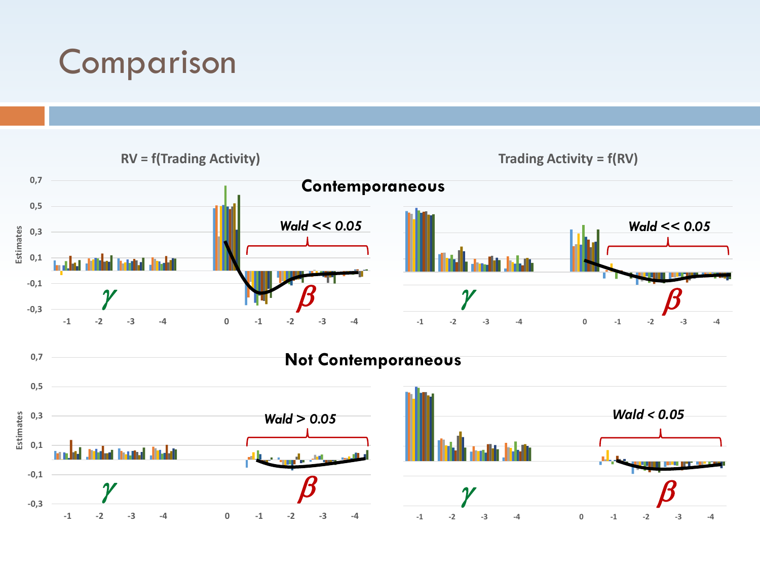# Comparison

RV = f(Trading Activity)

Trading Activity = f(RV)

**Contemporaneous**

*Wald << 0.05*

*Wald << 0.05*

$\gamma$ $\beta$ $\gamma$ $\beta$

**Not Contemporaneous**

*Wald > 0.05*

*Wald < 0.05*

$\gamma$ $\beta$ $\gamma$ $\beta$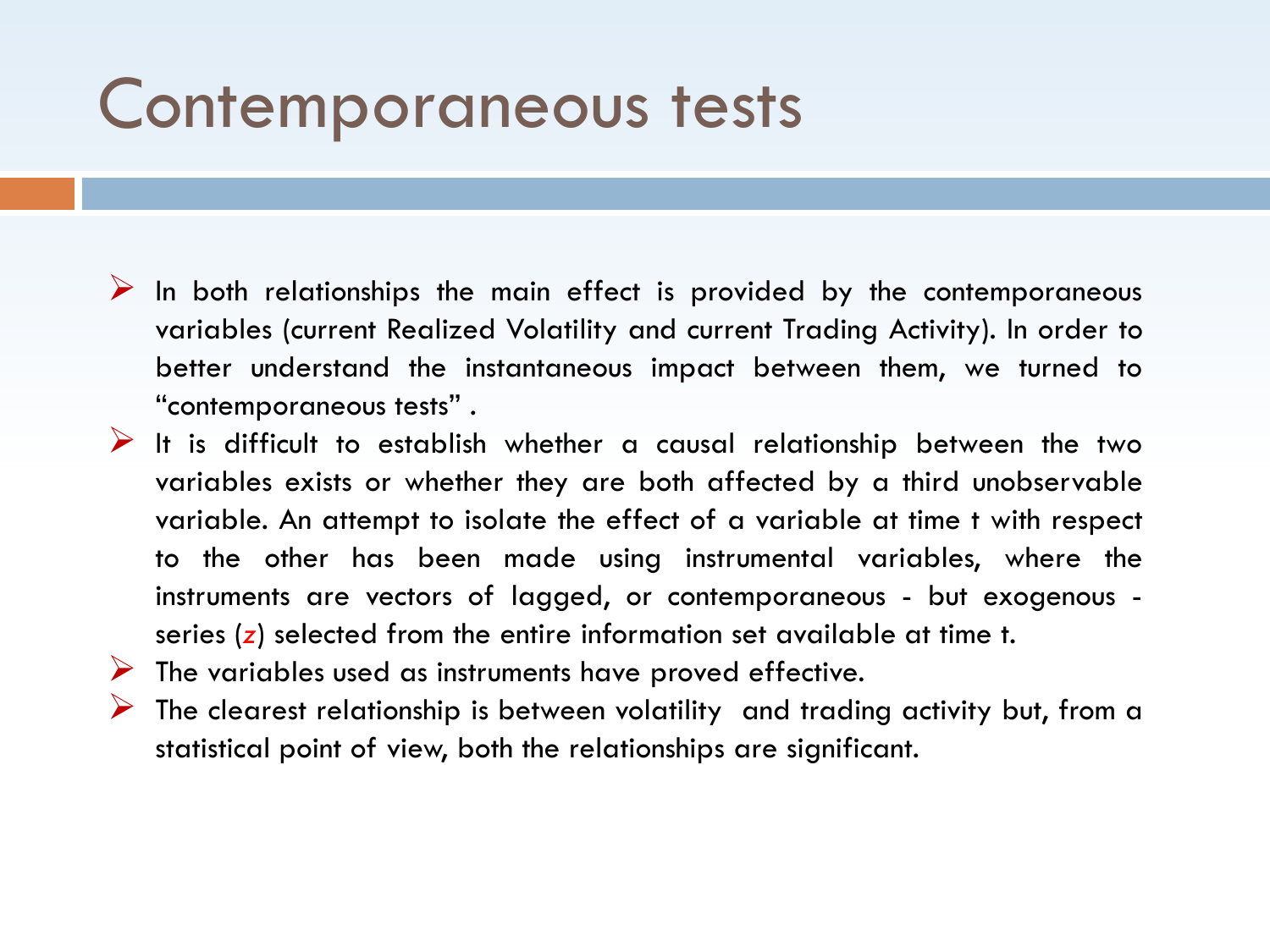# Contemporaneous tests

- In both relationships the main effect is provided by the contemporaneous variables (current Realized Volatility and current Trading Activity). In order to better understand the instantaneous impact between them, we turned to "contemporaneous tests" .
- It is difficult to establish whether a causal relationship between the two variables exists or whether they are both affected by a third unobservable variable. An attempt to isolate the effect of a variable at time t with respect to the other has been made using instrumental variables, where the instruments are vectors of lagged, or contemporaneous - but exogenous - series (*z*) selected from the entire information set available at time t.
- The variables used as instruments have proved effective.
- The clearest relationship is between volatility and trading activity but, from a statistical point of view, both the relationships are significant.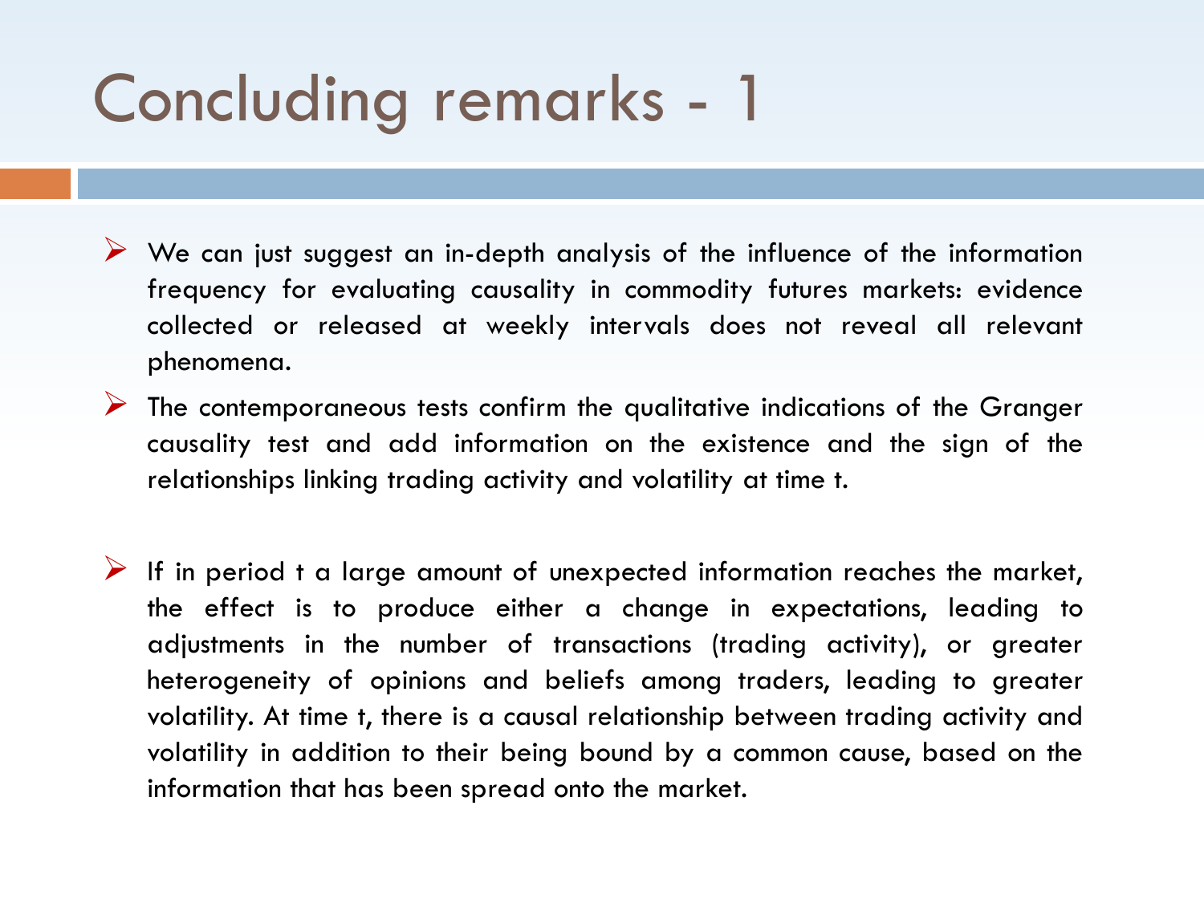# Concluding remarks - 1

- We can just suggest an in-depth analysis of the influence of the information frequency for evaluating causality in commodity futures markets: evidence collected or released at weekly intervals does not reveal all relevant phenomena.
- The contemporaneous tests confirm the qualitative indications of the Granger causality test and add information on the existence and the sign of the relationships linking trading activity and volatility at time t.
- If in period t a large amount of unexpected information reaches the market, the effect is to produce either a change in expectations, leading to adjustments in the number of transactions (trading activity), or greater heterogeneity of opinions and beliefs among traders, leading to greater volatility. At time t, there is a causal relationship between trading activity and volatility in addition to their being bound by a common cause, based on the information that has been spread onto the market.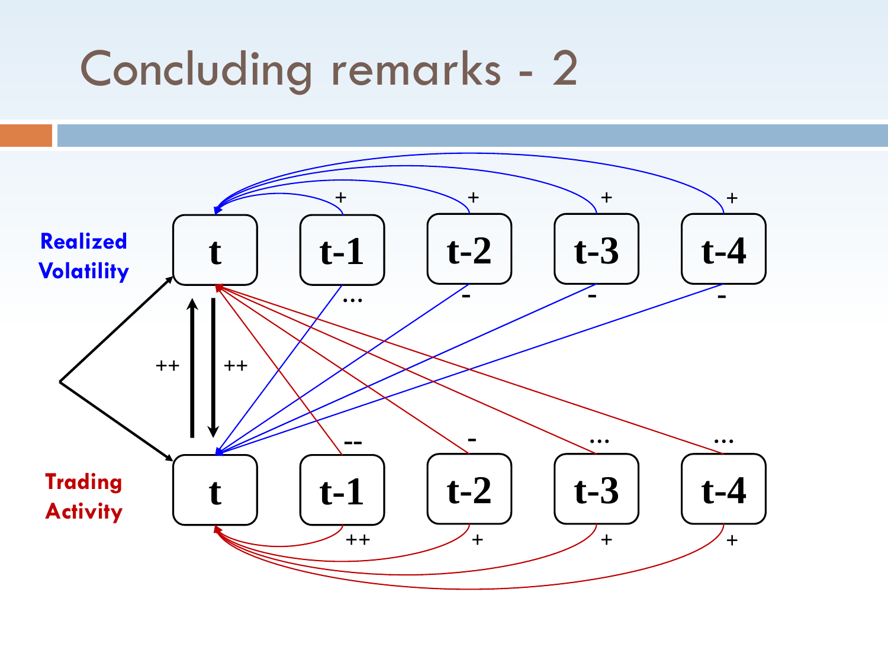# Concluding remarks - 2

**Realized Volatility**

| | t | t-1 | t-2 | t-3 | t-4 |
|---|---|---|---|---|---|
| Effect on Realized Volatility (t) | | + | + | + | + |
| Effect on Trading Activity (t) | ++ | ... | - | - | - |

**Trading Activity**

| | t | t-1 | t-2 | t-3 | t-4 |
|---|---|---|---|---|---|
| Effect on Realized Volatility (t) | ++ | -- | - | ... | ... |
| Effect on Trading Activity (t) | | ++ | + | + | + |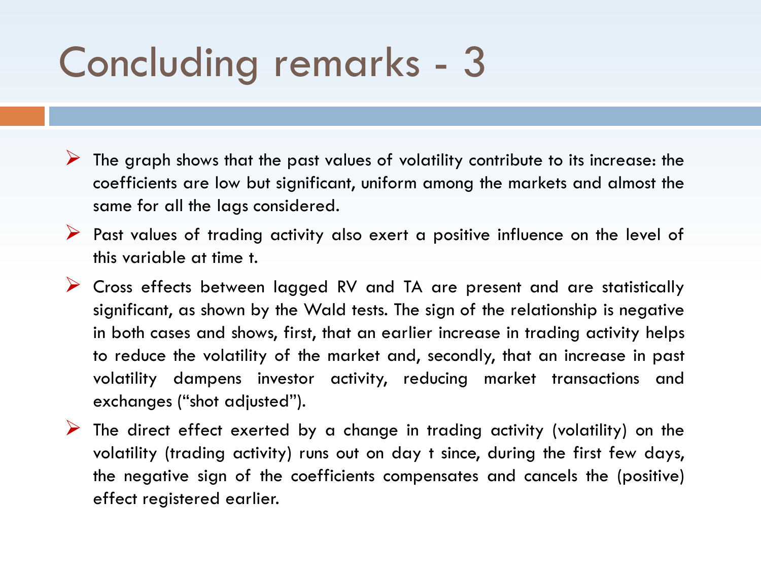# Concluding remarks - 3

- The graph shows that the past values of volatility contribute to its increase: the coefficients are low but significant, uniform among the markets and almost the same for all the lags considered.
- Past values of trading activity also exert a positive influence on the level of this variable at time t.
- Cross effects between lagged RV and TA are present and are statistically significant, as shown by the Wald tests. The sign of the relationship is negative in both cases and shows, first, that an earlier increase in trading activity helps to reduce the volatility of the market and, secondly, that an increase in past volatility dampens investor activity, reducing market transactions and exchanges ("shot adjusted").
- The direct effect exerted by a change in trading activity (volatility) on the volatility (trading activity) runs out on day t since, during the first few days, the negative sign of the coefficients compensates and cancels the (positive) effect registered earlier.